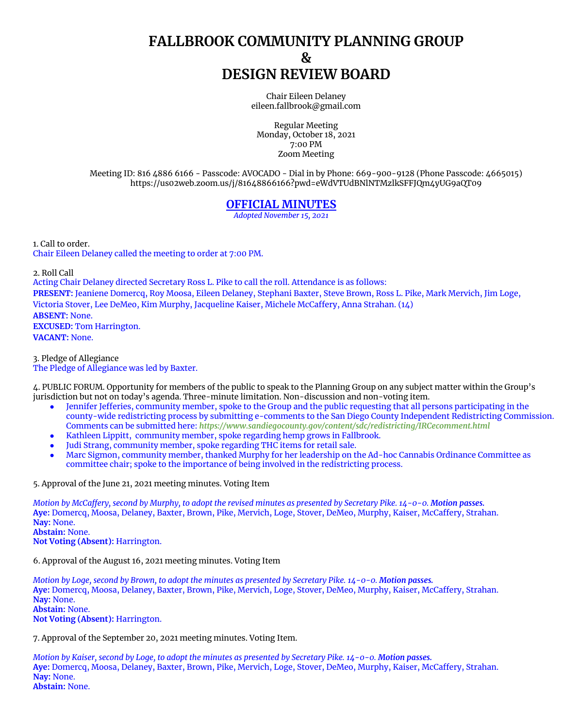# FALLBROOK COMMUNITY PLANNING GROUP
# &
# DESIGN REVIEW BOARD

Chair Eileen Delaney
eileen.fallbrook@gmail.com

Regular Meeting
Monday, October 18, 2021
7:00 PM
Zoom Meeting

Meeting ID: 816 4886 6166 - Passcode: AVOCADO - Dial in by Phone: 669-900-9128 (Phone Passcode: 4665015)
https://us02web.zoom.us/j/81648866166?pwd=eWdVTUdBNlNTMzlkSFFJQm4yUG9aQT09

## OFFICIAL MINUTES

*Adopted November 15, 2021*

1. Call to order.
Chair Eileen Delaney called the meeting to order at 7:00 PM.

2. Roll Call
Acting Chair Delaney directed Secretary Ross L. Pike to call the roll. Attendance is as follows:
**PRESENT:** Jeaniene Domercq, Roy Moosa, Eileen Delaney, Stephani Baxter, Steve Brown, Ross L. Pike, Mark Mervich, Jim Loge, Victoria Stover, Lee DeMeo, Kim Murphy, Jacqueline Kaiser, Michele McCaffery, Anna Strahan. (14)
**ABSENT:** None.
**EXCUSED:** Tom Harrington.
**VACANT:** None.

3. Pledge of Allegiance
The Pledge of Allegiance was led by Baxter.

4. PUBLIC FORUM. Opportunity for members of the public to speak to the Planning Group on any subject matter within the Group's jurisdiction but not on today's agenda. Three-minute limitation. Non-discussion and non-voting item.

- Jennifer Jefferies, community member, spoke to the Group and the public requesting that all persons participating in the county-wide redistricting process by submitting e-comments to the San Diego County Independent Redistricting Commission. Comments can be submitted here: ***https://www.sandiegocounty.gov/content/sdc/redistricting/IRCecomment.html***
- Kathleen Lippitt, community member, spoke regarding hemp grows in Fallbrook.
- Judi Strang, community member, spoke regarding THC items for retail sale.
- Marc Sigmon, community member, thanked Murphy for her leadership on the Ad-hoc Cannabis Ordinance Committee as committee chair; spoke to the importance of being involved in the redistricting process.

5. Approval of the June 21, 2021 meeting minutes. Voting Item

*Motion by McCaffery, second by Murphy, to adopt the revised minutes as presented by Secretary Pike. 14-0-0.* ***Motion passes.***
**Aye:** Domercq, Moosa, Delaney, Baxter, Brown, Pike, Mervich, Loge, Stover, DeMeo, Murphy, Kaiser, McCaffery, Strahan.
**Nay:** None.
**Abstain:** None.
**Not Voting (Absent):** Harrington.

6. Approval of the August 16, 2021 meeting minutes. Voting Item

*Motion by Loge, second by Brown, to adopt the minutes as presented by Secretary Pike. 14-0-0.* ***Motion passes.***
**Aye:** Domercq, Moosa, Delaney, Baxter, Brown, Pike, Mervich, Loge, Stover, DeMeo, Murphy, Kaiser, McCaffery, Strahan.
**Nay:** None.
**Abstain:** None.
**Not Voting (Absent):** Harrington.

7. Approval of the September 20, 2021 meeting minutes. Voting Item.

*Motion by Kaiser, second by Loge, to adopt the minutes as presented by Secretary Pike. 14-0-0.* ***Motion passes.***
**Aye:** Domercq, Moosa, Delaney, Baxter, Brown, Pike, Mervich, Loge, Stover, DeMeo, Murphy, Kaiser, McCaffery, Strahan.
**Nay:** None.
**Abstain:** None.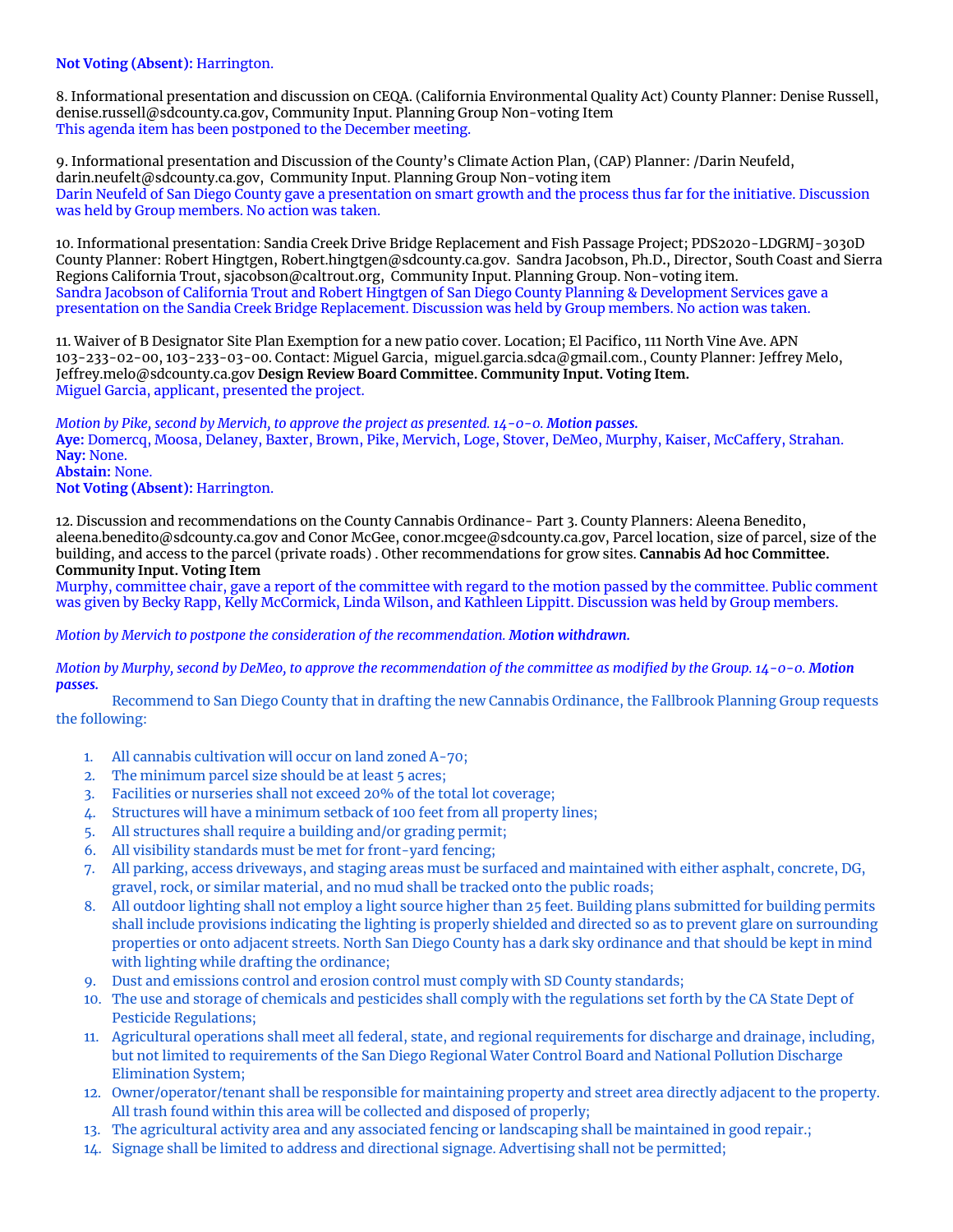**Not Voting (Absent):** Harrington.

8. Informational presentation and discussion on CEQA. (California Environmental Quality Act) County Planner: Denise Russell, denise.russell@sdcounty.ca.gov, Community Input. Planning Group Non-voting Item
This agenda item has been postponed to the December meeting.

9. Informational presentation and Discussion of the County's Climate Action Plan, (CAP) Planner: /Darin Neufeld, darin.neufelt@sdcounty.ca.gov, Community Input. Planning Group Non-voting item
Darin Neufeld of San Diego County gave a presentation on smart growth and the process thus far for the initiative. Discussion was held by Group members. No action was taken.

10. Informational presentation: Sandia Creek Drive Bridge Replacement and Fish Passage Project; PDS2020-LDGRMJ-3030D County Planner: Robert Hingtgen, Robert.hingtgen@sdcounty.ca.gov. Sandra Jacobson, Ph.D., Director, South Coast and Sierra Regions California Trout, sjacobson@caltrout.org, Community Input. Planning Group. Non-voting item.
Sandra Jacobson of California Trout and Robert Hingtgen of San Diego County Planning & Development Services gave a presentation on the Sandia Creek Bridge Replacement. Discussion was held by Group members. No action was taken.

11. Waiver of B Designator Site Plan Exemption for a new patio cover. Location; El Pacifico, 111 North Vine Ave. APN 103-233-02-00, 103-233-03-00. Contact: Miguel Garcia, miguel.garcia.sdca@gmail.com., County Planner: Jeffrey Melo, Jeffrey.melo@sdcounty.ca.gov **Design Review Board Committee. Community Input. Voting Item.**
Miguel Garcia, applicant, presented the project.

*Motion by Pike, second by Mervich, to approve the project as presented. 14-0-0.* ***Motion passes.***
**Aye:** Domercq, Moosa, Delaney, Baxter, Brown, Pike, Mervich, Loge, Stover, DeMeo, Murphy, Kaiser, McCaffery, Strahan.
**Nay:** None.
**Abstain:** None.
**Not Voting (Absent):** Harrington.

12. Discussion and recommendations on the County Cannabis Ordinance- Part 3. County Planners: Aleena Benedito, aleena.benedito@sdcounty.ca.gov and Conor McGee, conor.mcgee@sdcounty.ca.gov, Parcel location, size of parcel, size of the building, and access to the parcel (private roads) . Other recommendations for grow sites. **Cannabis Ad hoc Committee. Community Input. Voting Item**
Murphy, committee chair, gave a report of the committee with regard to the motion passed by the committee. Public comment was given by Becky Rapp, Kelly McCormick, Linda Wilson, and Kathleen Lippitt. Discussion was held by Group members.

*Motion by Mervich to postpone the consideration of the recommendation.* ***Motion withdrawn.***

*Motion by Murphy, second by DeMeo, to approve the recommendation of the committee as modified by the Group. 14-0-0.* ***Motion passes.***

Recommend to San Diego County that in drafting the new Cannabis Ordinance, the Fallbrook Planning Group requests the following:

1. All cannabis cultivation will occur on land zoned A-70;
2. The minimum parcel size should be at least 5 acres;
3. Facilities or nurseries shall not exceed 20% of the total lot coverage;
4. Structures will have a minimum setback of 100 feet from all property lines;
5. All structures shall require a building and/or grading permit;
6. All visibility standards must be met for front-yard fencing;
7. All parking, access driveways, and staging areas must be surfaced and maintained with either asphalt, concrete, DG, gravel, rock, or similar material, and no mud shall be tracked onto the public roads;
8. All outdoor lighting shall not employ a light source higher than 25 feet. Building plans submitted for building permits shall include provisions indicating the lighting is properly shielded and directed so as to prevent glare on surrounding properties or onto adjacent streets. North San Diego County has a dark sky ordinance and that should be kept in mind with lighting while drafting the ordinance;
9. Dust and emissions control and erosion control must comply with SD County standards;
10. The use and storage of chemicals and pesticides shall comply with the regulations set forth by the CA State Dept of Pesticide Regulations;
11. Agricultural operations shall meet all federal, state, and regional requirements for discharge and drainage, including, but not limited to requirements of the San Diego Regional Water Control Board and National Pollution Discharge Elimination System;
12. Owner/operator/tenant shall be responsible for maintaining property and street area directly adjacent to the property. All trash found within this area will be collected and disposed of properly;
13. The agricultural activity area and any associated fencing or landscaping shall be maintained in good repair.;
14. Signage shall be limited to address and directional signage. Advertising shall not be permitted;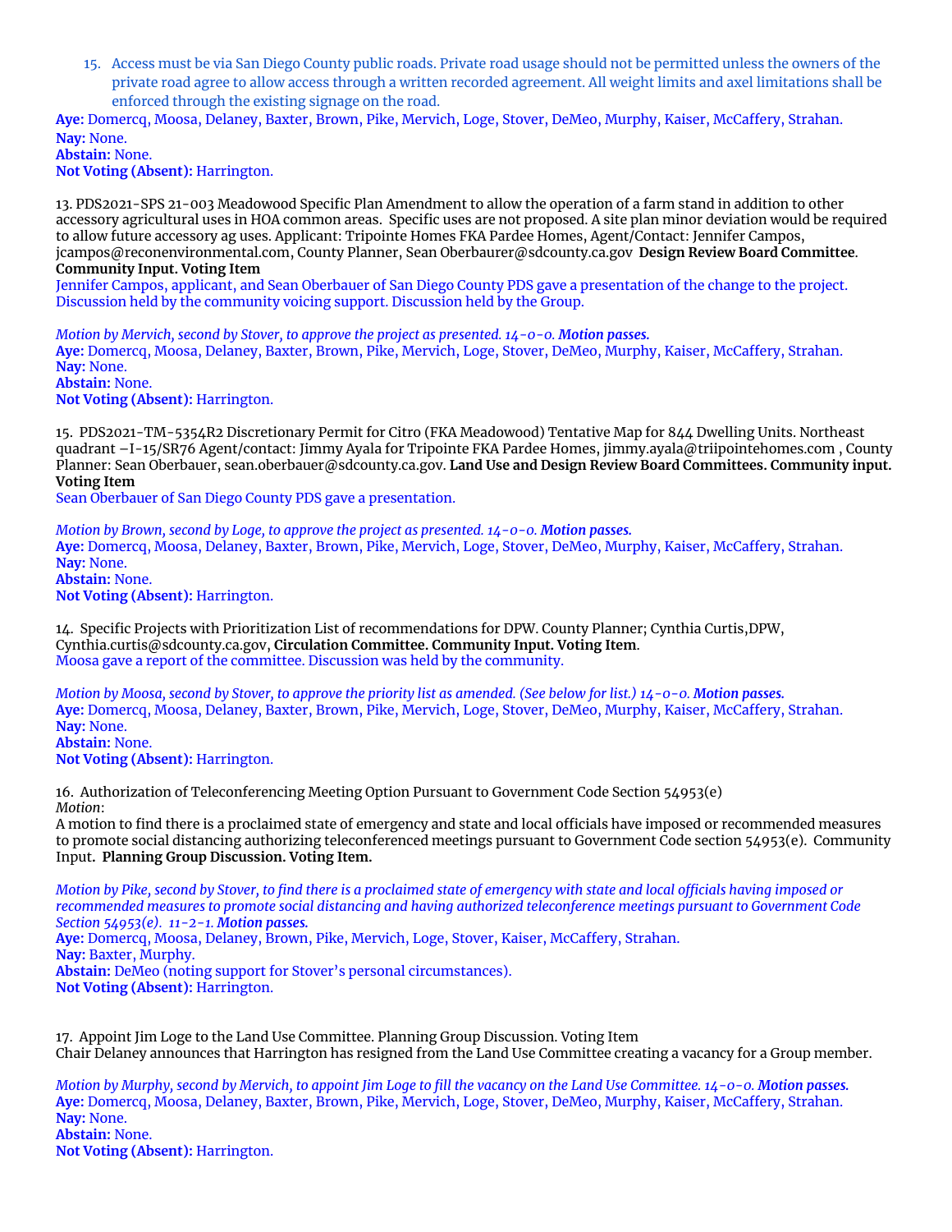15. Access must be via San Diego County public roads. Private road usage should not be permitted unless the owners of the private road agree to allow access through a written recorded agreement. All weight limits and axel limitations shall be enforced through the existing signage on the road.

**Aye:** Domercq, Moosa, Delaney, Baxter, Brown, Pike, Mervich, Loge, Stover, DeMeo, Murphy, Kaiser, McCaffery, Strahan.
**Nay:** None.
**Abstain:** None.
**Not Voting (Absent):** Harrington.

13. PDS2021-SPS 21-003 Meadowood Specific Plan Amendment to allow the operation of a farm stand in addition to other accessory agricultural uses in HOA common areas. Specific uses are not proposed. A site plan minor deviation would be required to allow future accessory ag uses. Applicant: Tripointe Homes FKA Pardee Homes, Agent/Contact: Jennifer Campos, jcampos@reconenvironmental.com, County Planner, Sean Oberbaurer@sdcounty.ca.gov **Design Review Board Committee. Community Input. Voting Item**

Jennifer Campos, applicant, and Sean Oberbauer of San Diego County PDS gave a presentation of the change to the project. Discussion held by the community voicing support. Discussion held by the Group.

*Motion by Mervich, second by Stover, to approve the project as presented. 14-0-0.* ***Motion passes.***
**Aye:** Domercq, Moosa, Delaney, Baxter, Brown, Pike, Mervich, Loge, Stover, DeMeo, Murphy, Kaiser, McCaffery, Strahan.
**Nay:** None.
**Abstain:** None.
**Not Voting (Absent):** Harrington.

15. PDS2021-TM-5354R2 Discretionary Permit for Citro (FKA Meadowood) Tentative Map for 844 Dwelling Units. Northeast quadrant –I-15/SR76 Agent/contact: Jimmy Ayala for Tripointe FKA Pardee Homes, jimmy.ayala@triipointehomes.com , County Planner: Sean Oberbauer, sean.oberbauer@sdcounty.ca.gov. **Land Use and Design Review Board Committees. Community input. Voting Item**

Sean Oberbauer of San Diego County PDS gave a presentation.

*Motion by Brown, second by Loge, to approve the project as presented. 14-0-0.* ***Motion passes.***
**Aye:** Domercq, Moosa, Delaney, Baxter, Brown, Pike, Mervich, Loge, Stover, DeMeo, Murphy, Kaiser, McCaffery, Strahan.
**Nay:** None.
**Abstain:** None.
**Not Voting (Absent):** Harrington.

14. Specific Projects with Prioritization List of recommendations for DPW. County Planner; Cynthia Curtis,DPW, Cynthia.curtis@sdcounty.ca.gov, **Circulation Committee. Community Input. Voting Item**.

Moosa gave a report of the committee. Discussion was held by the community.

*Motion by Moosa, second by Stover, to approve the priority list as amended. (See below for list.) 14-0-0.* ***Motion passes.***
**Aye:** Domercq, Moosa, Delaney, Baxter, Brown, Pike, Mervich, Loge, Stover, DeMeo, Murphy, Kaiser, McCaffery, Strahan.
**Nay:** None.
**Abstain:** None.
**Not Voting (Absent):** Harrington.

16. Authorization of Teleconferencing Meeting Option Pursuant to Government Code Section 54953(e)
*Motion*:
A motion to find there is a proclaimed state of emergency and state and local officials have imposed or recommended measures to promote social distancing authorizing teleconferenced meetings pursuant to Government Code section 54953(e). Community Input. **Planning Group Discussion. Voting Item.**

*Motion by Pike, second by Stover, to find there is a proclaimed state of emergency with state and local officials having imposed or recommended measures to promote social distancing and having authorized teleconference meetings pursuant to Government Code Section 54953(e). 11-2-1.* ***Motion passes.***
**Aye:** Domercq, Moosa, Delaney, Brown, Pike, Mervich, Loge, Stover, Kaiser, McCaffery, Strahan.
**Nay:** Baxter, Murphy.
**Abstain:** DeMeo (noting support for Stover's personal circumstances).
**Not Voting (Absent):** Harrington.

17. Appoint Jim Loge to the Land Use Committee. Planning Group Discussion. Voting Item
Chair Delaney announces that Harrington has resigned from the Land Use Committee creating a vacancy for a Group member.

*Motion by Murphy, second by Mervich, to appoint Jim Loge to fill the vacancy on the Land Use Committee. 14-0-0.* ***Motion passes.***
**Aye:** Domercq, Moosa, Delaney, Baxter, Brown, Pike, Mervich, Loge, Stover, DeMeo, Murphy, Kaiser, McCaffery, Strahan.
**Nay:** None.
**Abstain:** None.
**Not Voting (Absent):** Harrington.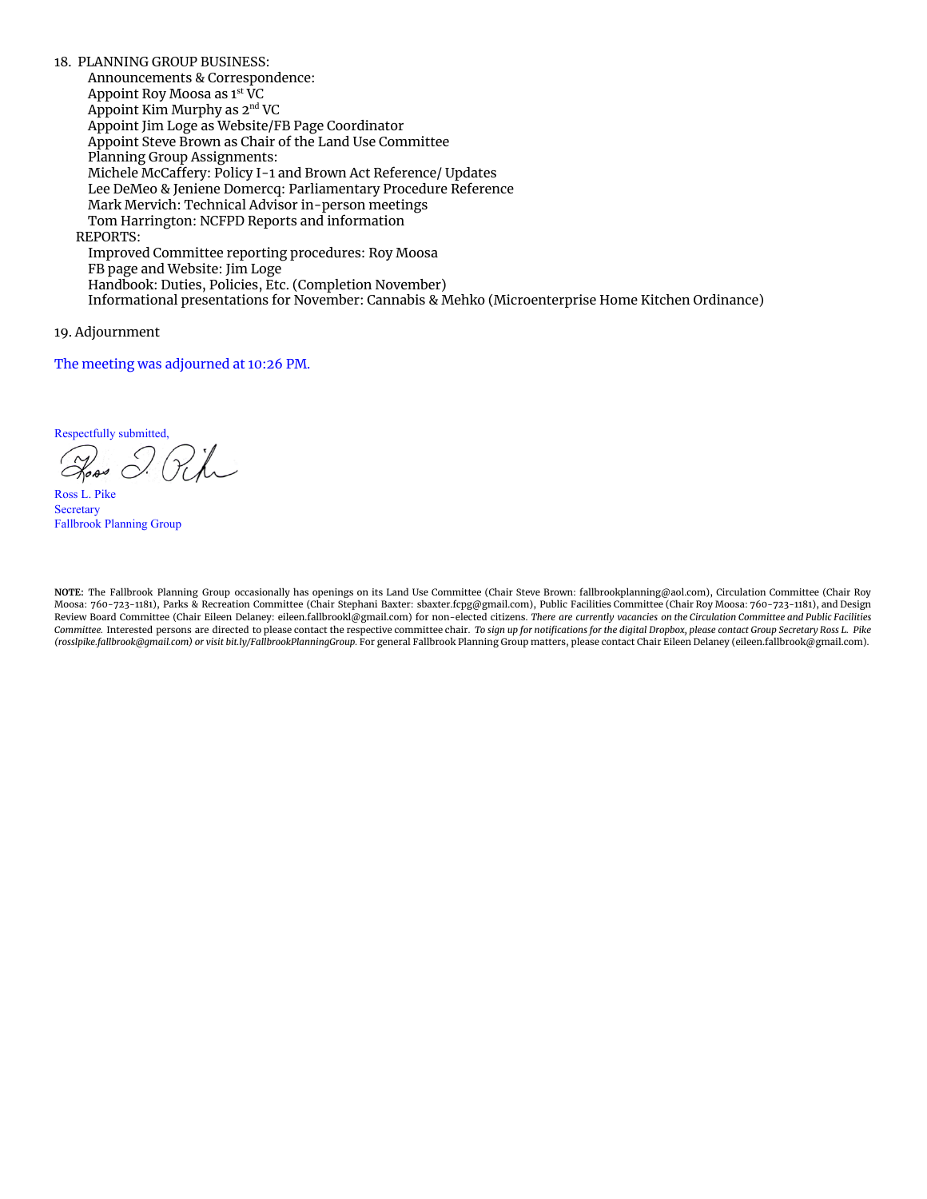18. PLANNING GROUP BUSINESS:

    Announcements & Correspondence:
    Appoint Roy Moosa as 1st VC
    Appoint Kim Murphy as 2nd VC
    Appoint Jim Loge as Website/FB Page Coordinator
    Appoint Steve Brown as Chair of the Land Use Committee
    Planning Group Assignments:
    Michele McCaffery: Policy I-1 and Brown Act Reference/ Updates
    Lee DeMeo & Jeniene Domercq: Parliamentary Procedure Reference
    Mark Mervich: Technical Advisor in-person meetings
    Tom Harrington: NCFPD Reports and information

    REPORTS:
    Improved Committee reporting procedures: Roy Moosa
    FB page and Website: Jim Loge
    Handbook: Duties, Policies, Etc. (Completion November)
    Informational presentations for November: Cannabis & Mehko (Microenterprise Home Kitchen Ordinance)

19. Adjournment

The meeting was adjourned at 10:26 PM.

Respectfully submitted,

Ross L. Pike
Secretary
Fallbrook Planning Group

**NOTE:** The Fallbrook Planning Group occasionally has openings on its Land Use Committee (Chair Steve Brown: fallbrookplanning@aol.com), Circulation Committee (Chair Roy Moosa: 760-723-1181), Parks & Recreation Committee (Chair Stephani Baxter: sbaxter.fcpg@gmail.com), Public Facilities Committee (Chair Roy Moosa: 760-723-1181), and Design Review Board Committee (Chair Eileen Delaney: eileen.fallbrookl@gmail.com) for non-elected citizens. *There are currently vacancies on the Circulation Committee and Public Facilities Committee.* Interested persons are directed to please contact the respective committee chair. *To sign up for notifications for the digital Dropbox, please contact Group Secretary Ross L. Pike (rosslpike.fallbrook@gmail.com) or visit bit.ly/FallbrookPlanningGroup.* For general Fallbrook Planning Group matters, please contact Chair Eileen Delaney (eileen.fallbrook@gmail.com).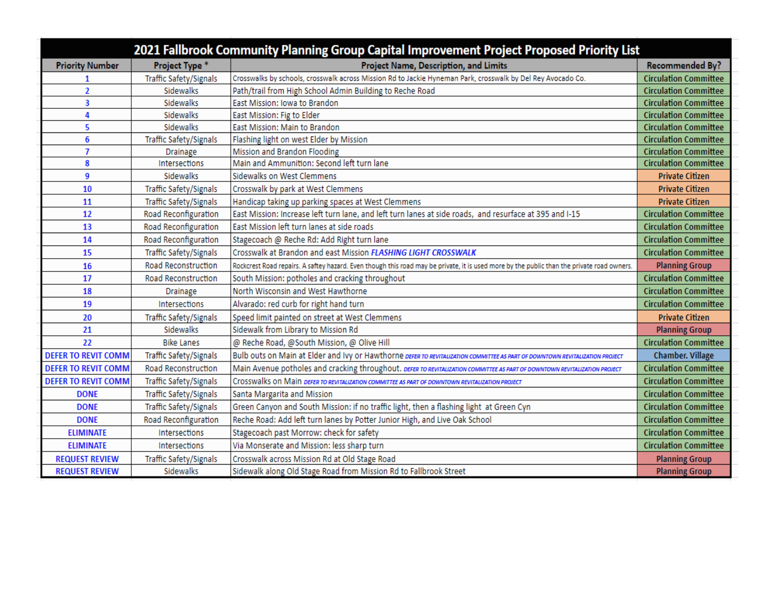# 2021 Fallbrook Community Planning Group Capital Improvement Project Proposed Priority List

| Priority Number | Project Type * | Project Name, Description, and Limits | Recommended By? |
|---|---|---|---|
| 1 | Traffic Safety/Signals | Crosswalks by schools, crosswalk across Mission Rd to Jackie Hyneman Park, crosswalk by Del Rey Avocado Co. | Circulation Committee |
| 2 | Sidewalks | Path/trail from High School Admin Building to Reche Road | Circulation Committee |
| 3 | Sidewalks | East Mission: Iowa to Brandon | Circulation Committee |
| 4 | Sidewalks | East Mission: Fig to Elder | Circulation Committee |
| 5 | Sidewalks | East Mission: Main to Brandon | Circulation Committee |
| 6 | Traffic Safety/Signals | Flashing light on west Elder by Mission | Circulation Committee |
| 7 | Drainage | Mission and Brandon Flooding | Circulation Committee |
| 8 | Intersections | Main and Ammunition: Second left turn lane | Circulation Committee |
| 9 | Sidewalks | Sidewalks on West Clemmens | Private Citizen |
| 10 | Traffic Safety/Signals | Crosswalk by park at West Clemmens | Private Citizen |
| 11 | Traffic Safety/Signals | Handicap taking up parking spaces at West Clemmens | Private Citizen |
| 12 | Road Reconfiguration | East Mission: Increase left turn lane, and left turn lanes at side roads, and resurface at 395 and I-15 | Circulation Committee |
| 13 | Road Reconfiguration | East Mission left turn lanes at side roads | Circulation Committee |
| 14 | Road Reconfiguration | Stagecoach @ Reche Rd: Add Right turn lane | Circulation Committee |
| 15 | Traffic Safety/Signals | Crosswalk at Brandon and east Mission ***FLASHING LIGHT CROSSWALK*** | Circulation Committee |
| 16 | Road Reconstruction | Rockcrest Road repairs. A saftey hazard. Even though this road may be private, it is used more by the public than the private road owners. | Planning Group |
| 17 | Road Reconstruction | South Mission: potholes and cracking throughout | Circulation Committee |
| 18 | Drainage | North Wisconsin and West Hawthorne | Circulation Committee |
| 19 | Intersections | Alvarado: red curb for right hand turn | Circulation Committee |
| 20 | Traffic Safety/Signals | Speed limit painted on street at West Clemmens | Private Citizen |
| 21 | Sidewalks | Sidewalk from Library to Mission Rd | Planning Group |
| 22 | Bike Lanes | @ Reche Road, @South Mission, @ Olive Hill | Circulation Committee |
| DEFER TO REVIT COMM | Traffic Safety/Signals | Bulb outs on Main at Elder and Ivy or Hawthorne *DEFER TO REVITALIZATION COMMITTEE AS PART OF DOWNTOWN REVITALIZATION PROJECT* | Chamber, Village |
| DEFER TO REVIT COMM | Road Reconstruction | Main Avenue potholes and cracking throughout. *DEFER TO REVITALIZATION COMMITTEE AS PART OF DOWNTOWN REVITALIZATION PROJECT* | Circulation Committee |
| DEFER TO REVIT COMM | Traffic Safety/Signals | Crosswalks on Main *DEFER TO REVITALIZATION COMMITTEE AS PART OF DOWNTOWN REVITALIZATION PROJECT* | Circulation Committee |
| DONE | Traffic Safety/Signals | Santa Margarita and Mission | Circulation Committee |
| DONE | Traffic Safety/Signals | Green Canyon and South Mission: if no traffic light, then a flashing light at Green Cyn | Circulation Committee |
| DONE | Road Reconfiguration | Reche Road: Add left turn lanes by Potter Junior High, and Live Oak School | Circulation Committee |
| ELIMINATE | Intersections | Stagecoach past Morrow: check for safety | Circulation Committee |
| ELIMINATE | Intersections | Via Monserate and Mission: less sharp turn | Circulation Committee |
| REQUEST REVIEW | Traffic Safety/Signals | Crosswalk across Mission Rd at Old Stage Road | Planning Group |
| REQUEST REVIEW | Sidewalks | Sidewalk along Old Stage Road from Mission Rd to Fallbrook Street | Planning Group |